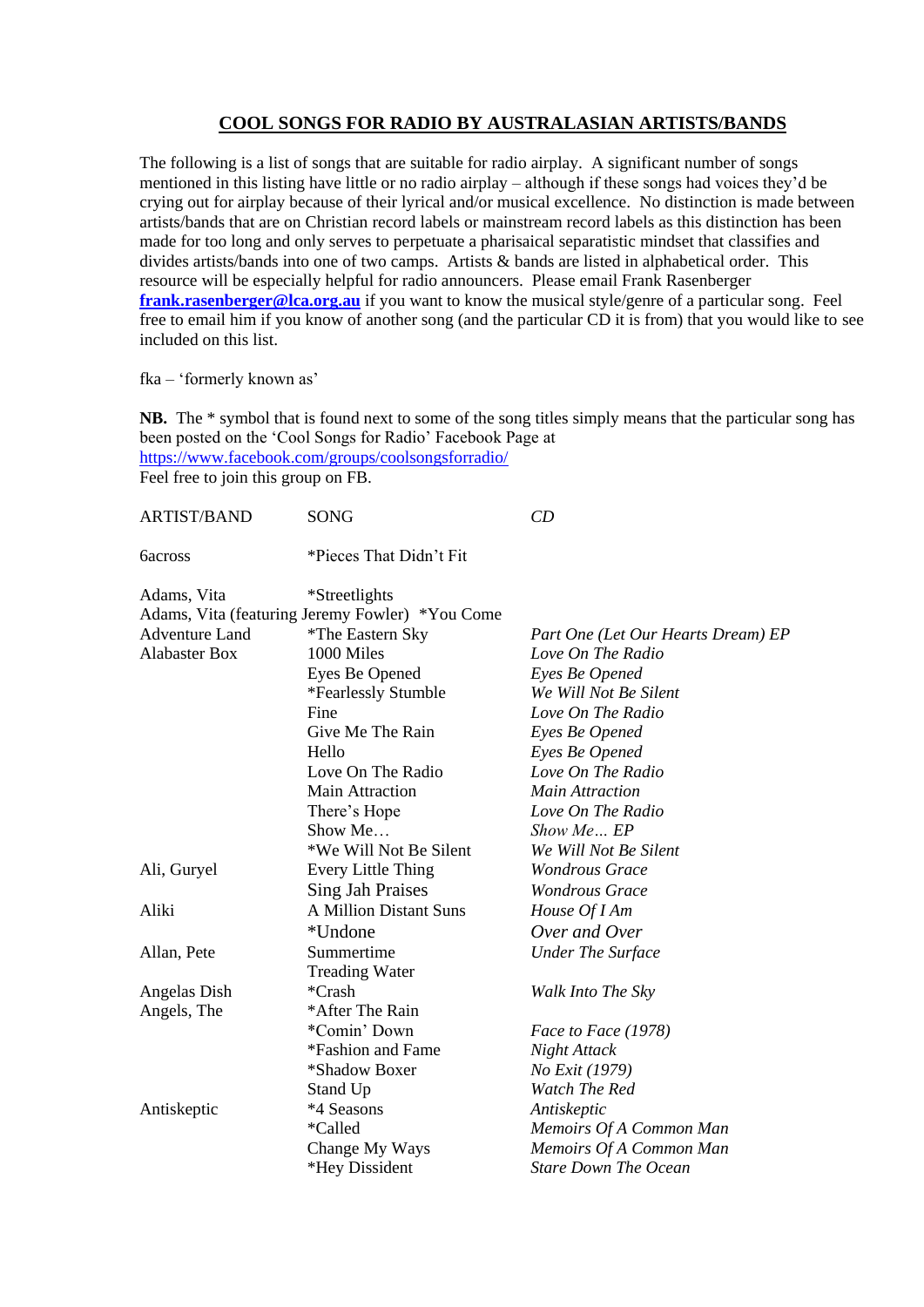# COOL SONGS FOR RADIO BY AUSTRALASIAN ARTISTS/BANDS

The following is a list of songs that are suitable for radio airplay. A significant number of songs mentioned in this listing have little or no radio airplay – although if these songs had voices they'd be crying out for airplay because of their lyrical and/or musical excellence. No distinction is made between artists/bands that are on Christian record labels or mainstream record labels as this distinction has been made for too long and only serves to perpetuate a pharisaical separatistic mindset that classifies and divides artists/bands into one of two camps. Artists & bands are listed in alphabetical order. This resource will be especially helpful for radio announcers. Please email Frank Rasenberger **frank.rasenberger@lca.org.au** if you want to know the musical style/genre of a particular song. Feel free to email him if you know of another song (and the particular CD it is from) that you would like to see included on this list.

fka – 'formerly known as'

**NB.** The * symbol that is found next to some of the song titles simply means that the particular song has been posted on the 'Cool Songs for Radio' Facebook Page at https://www.facebook.com/groups/coolsongsforradio/
Feel free to join this group on FB.

| ARTIST/BAND | SONG | *CD* |
|---|---|---|
| 6across | *Pieces That Didn't Fit | |
| Adams, Vita | *Streetlights | |
| Adams, Vita (featuring Jeremy Fowler) | *You Come | |
| Adventure Land | *The Eastern Sky | *Part One (Let Our Hearts Dream) EP* |
| Alabaster Box | 1000 Miles | *Love On The Radio* |
| | Eyes Be Opened | *Eyes Be Opened* |
| | *Fearlessly Stumble | *We Will Not Be Silent* |
| | Fine | *Love On The Radio* |
| | Give Me The Rain | *Eyes Be Opened* |
| | Hello | *Eyes Be Opened* |
| | Love On The Radio | *Love On The Radio* |
| | Main Attraction | *Main Attraction* |
| | There's Hope | *Love On The Radio* |
| | Show Me… | *Show Me… EP* |
| | *We Will Not Be Silent | *We Will Not Be Silent* |
| Ali, Guryel | Every Little Thing | *Wondrous Grace* |
| | Sing Jah Praises | *Wondrous Grace* |
| Aliki | A Million Distant Suns | *House Of I Am* |
| | *Undone | *Over and Over* |
| Allan, Pete | Summertime | *Under The Surface* |
| | Treading Water | |
| Angelas Dish | *Crash | *Walk Into The Sky* |
| Angels, The | *After The Rain | |
| | *Comin' Down | *Face to Face (1978)* |
| | *Fashion and Fame | *Night Attack* |
| | *Shadow Boxer | *No Exit (1979)* |
| | Stand Up | *Watch The Red* |
| Antiskeptic | *4 Seasons | *Antiskeptic* |
| | *Called | *Memoirs Of A Common Man* |
| | Change My Ways | *Memoirs Of A Common Man* |
| | *Hey Dissident | *Stare Down The Ocean* |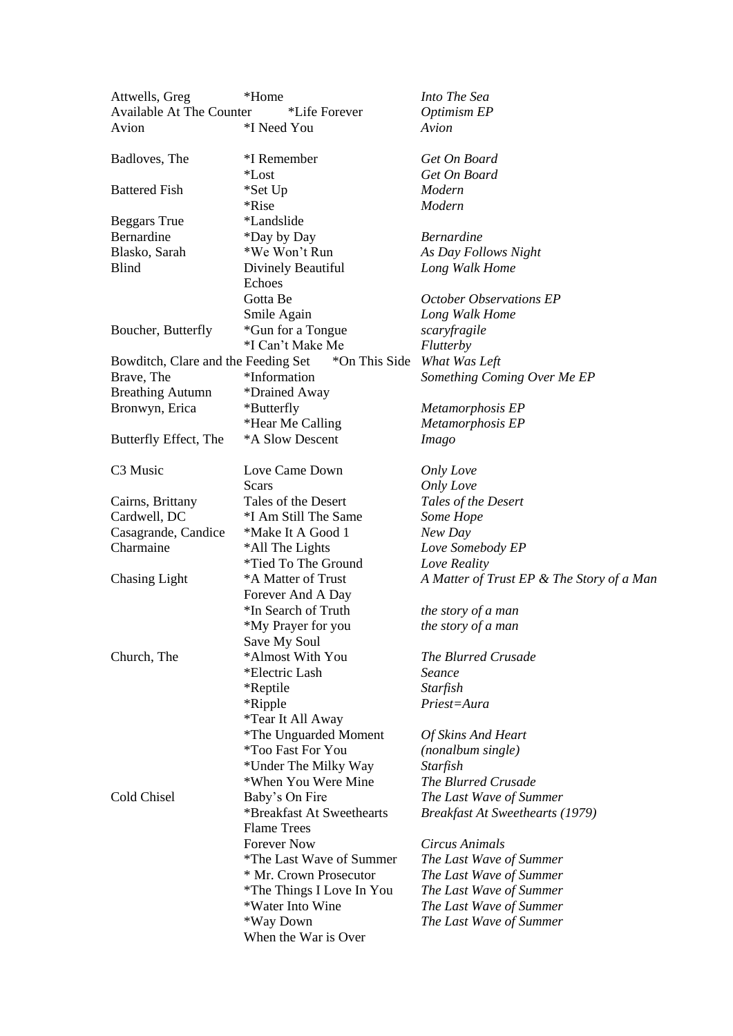| | | |
|---|---|---|
| Attwells, Greg | *Home | *Into The Sea* |
| Available At The Counter | *Life Forever | *Optimism EP* |
| Avion | *I Need You | *Avion* |
| | | |
| Badloves, The | *I Remember | *Get On Board* |
| | *Lost | *Get On Board* |
| Battered Fish | *Set Up | *Modern* |
| | *Rise | *Modern* |
| Beggars True | *Landslide | |
| Bernardine | *Day by Day | *Bernardine* |
| Blasko, Sarah | *We Won't Run | *As Day Follows Night* |
| Blind | Divinely Beautiful | *Long Walk Home* |
| | Echoes | |
| | Gotta Be | *October Observations EP* |
| | Smile Again | *Long Walk Home* |
| Boucher, Butterfly | *Gun for a Tongue | *scaryfragile* |
| | *I Can't Make Me | *Flutterby* |
| Bowditch, Clare and the Feeding Set | *On This Side | *What Was Left* |
| Brave, The | *Information | *Something Coming Over Me EP* |
| Breathing Autumn | *Drained Away | |
| Bronwyn, Erica | *Butterfly | *Metamorphosis EP* |
| | *Hear Me Calling | *Metamorphosis EP* |
| Butterfly Effect, The | *A Slow Descent | *Imago* |
| | | |
| C3 Music | Love Came Down | *Only Love* |
| | Scars | *Only Love* |
| Cairns, Brittany | Tales of the Desert | *Tales of the Desert* |
| Cardwell, DC | *I Am Still The Same | *Some Hope* |
| Casagrande, Candice | *Make It A Good 1 | *New Day* |
| Charmaine | *All The Lights | *Love Somebody EP* |
| | *Tied To The Ground | *Love Reality* |
| Chasing Light | *A Matter of Trust | *A Matter of Trust EP & The Story of a Man* |
| | Forever And A Day | |
| | *In Search of Truth | *the story of a man* |
| | *My Prayer for you | *the story of a man* |
| | Save My Soul | |
| Church, The | *Almost With You | *The Blurred Crusade* |
| | *Electric Lash | *Seance* |
| | *Reptile | *Starfish* |
| | *Ripple | *Priest=Aura* |
| | *Tear It All Away | |
| | *The Unguarded Moment | *Of Skins And Heart* |
| | *Too Fast For You | *(nonalbum single)* |
| | *Under The Milky Way | *Starfish* |
| | *When You Were Mine | *The Blurred Crusade* |
| Cold Chisel | Baby's On Fire | *The Last Wave of Summer* |
| | *Breakfast At Sweethearts | *Breakfast At Sweethearts (1979)* |
| | Flame Trees | |
| | Forever Now | *Circus Animals* |
| | *The Last Wave of Summer | *The Last Wave of Summer* |
| | * Mr. Crown Prosecutor | *The Last Wave of Summer* |
| | *The Things I Love In You | *The Last Wave of Summer* |
| | *Water Into Wine | *The Last Wave of Summer* |
| | *Way Down | *The Last Wave of Summer* |
| | When the War is Over | |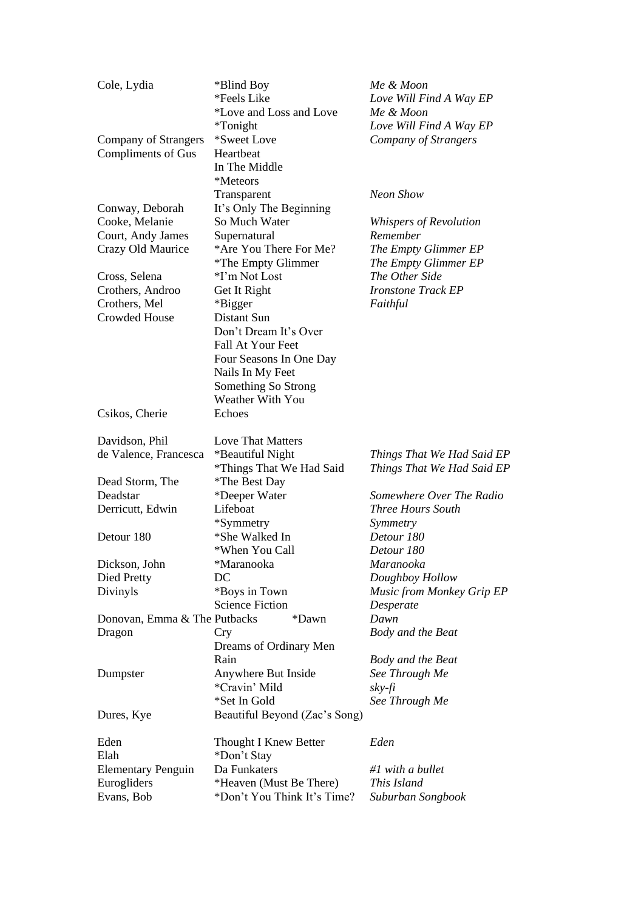| | | |
|---|---|---|
| Cole, Lydia | *Blind Boy | *Me & Moon* |
| | *Feels Like | *Love Will Find A Way EP* |
| | *Love and Loss and Love | *Me & Moon* |
| | *Tonight | *Love Will Find A Way EP* |
| Company of Strangers | *Sweet Love | *Company of Strangers* |
| Compliments of Gus | Heartbeat | |
| | In The Middle | |
| | *Meteors | |
| | Transparent | *Neon Show* |
| Conway, Deborah | It's Only The Beginning | |
| Cooke, Melanie | So Much Water | *Whispers of Revolution* |
| Court, Andy James | Supernatural | *Remember* |
| Crazy Old Maurice | *Are You There For Me? | *The Empty Glimmer EP* |
| | *The Empty Glimmer | *The Empty Glimmer EP* |
| Cross, Selena | *I'm Not Lost | *The Other Side* |
| Crothers, Androo | Get It Right | *Ironstone Track EP* |
| Crothers, Mel | *Bigger | *Faithful* |
| Crowded House | Distant Sun | |
| | Don't Dream It's Over | |
| | Fall At Your Feet | |
| | Four Seasons In One Day | |
| | Nails In My Feet | |
| | Something So Strong | |
| | Weather With You | |
| Csikos, Cherie | Echoes | |
| | | |
| Davidson, Phil | Love That Matters | |
| de Valence, Francesca | *Beautiful Night | *Things That We Had Said EP* |
| | *Things That We Had Said | *Things That We Had Said EP* |
| Dead Storm, The | *The Best Day | |
| Deadstar | *Deeper Water | *Somewhere Over The Radio* |
| Derricutt, Edwin | Lifeboat | *Three Hours South* |
| | *Symmetry | *Symmetry* |
| Detour 180 | *She Walked In | *Detour 180* |
| | *When You Call | *Detour 180* |
| Dickson, John | *Maranooka | *Maranooka* |
| Died Pretty | DC | *Doughboy Hollow* |
| Divinyls | *Boys in Town | *Music from Monkey Grip EP* |
| | Science Fiction | *Desperate* |
| Donovan, Emma & The Putbacks | *Dawn | *Dawn* |
| Dragon | Cry | *Body and the Beat* |
| | Dreams of Ordinary Men | |
| | Rain | *Body and the Beat* |
| Dumpster | Anywhere But Inside | *See Through Me* |
| | *Cravin' Mild | *sky-fi* |
| | *Set In Gold | *See Through Me* |
| Dures, Kye | Beautiful Beyond (Zac's Song) | |
| | | |
| Eden | Thought I Knew Better | *Eden* |
| Elah | *Don't Stay | |
| Elementary Penguin | Da Funkaters | *#1 with a bullet* |
| Eurogliders | *Heaven (Must Be There) | *This Island* |
| Evans, Bob | *Don't You Think It's Time? | *Suburban Songbook* |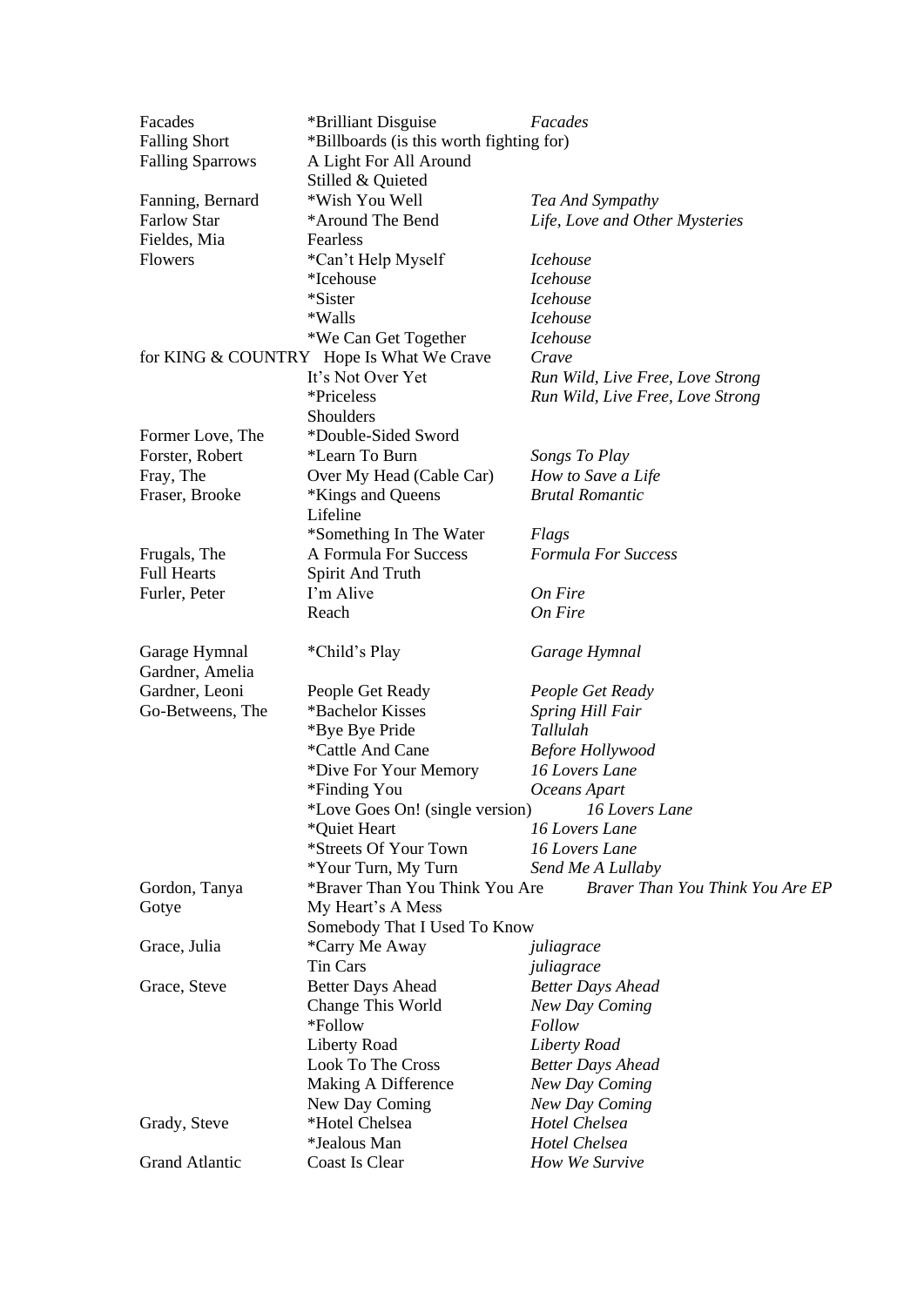| Artist | Song | Album |
|---|---|---|
| Facades | *Brilliant Disguise | *Facades* |
| Falling Short | *Billboards (is this worth fighting for) | |
| Falling Sparrows | A Light For All Around | |
| | Stilled & Quieted | |
| Fanning, Bernard | *Wish You Well | *Tea And Sympathy* |
| Farlow Star | *Around The Bend | *Life, Love and Other Mysteries* |
| Fieldes, Mia | Fearless | |
| Flowers | *Can't Help Myself | *Icehouse* |
| | *Icehouse | *Icehouse* |
| | *Sister | *Icehouse* |
| | *Walls | *Icehouse* |
| | *We Can Get Together | *Icehouse* |
| for KING & COUNTRY | Hope Is What We Crave | *Crave* |
| | It's Not Over Yet | *Run Wild, Live Free, Love Strong* |
| | *Priceless | *Run Wild, Live Free, Love Strong* |
| | Shoulders | |
| Former Love, The | *Double-Sided Sword | |
| Forster, Robert | *Learn To Burn | *Songs To Play* |
| Fray, The | Over My Head (Cable Car) | *How to Save a Life* |
| Fraser, Brooke | *Kings and Queens | *Brutal Romantic* |
| | Lifeline | |
| | *Something In The Water | *Flags* |
| Frugals, The | A Formula For Success | *Formula For Success* |
| Full Hearts | Spirit And Truth | |
| Furler, Peter | I'm Alive | *On Fire* |
| | Reach | *On Fire* |
| Garage Hymnal | *Child's Play | *Garage Hymnal* |
| Gardner, Amelia | | |
| Gardner, Leoni | People Get Ready | *People Get Ready* |
| Go-Betweens, The | *Bachelor Kisses | *Spring Hill Fair* |
| | *Bye Bye Pride | *Tallulah* |
| | *Cattle And Cane | *Before Hollywood* |
| | *Dive For Your Memory | *16 Lovers Lane* |
| | *Finding You | *Oceans Apart* |
| | *Love Goes On! (single version) | *16 Lovers Lane* |
| | *Quiet Heart | *16 Lovers Lane* |
| | *Streets Of Your Town | *16 Lovers Lane* |
| | *Your Turn, My Turn | *Send Me A Lullaby* |
| Gordon, Tanya | *Braver Than You Think You Are | *Braver Than You Think You Are EP* |
| Gotye | My Heart's A Mess | |
| | Somebody That I Used To Know | |
| Grace, Julia | *Carry Me Away | *juliagrace* |
| | Tin Cars | *juliagrace* |
| Grace, Steve | Better Days Ahead | *Better Days Ahead* |
| | Change This World | *New Day Coming* |
| | *Follow | *Follow* |
| | Liberty Road | *Liberty Road* |
| | Look To The Cross | *Better Days Ahead* |
| | Making A Difference | *New Day Coming* |
| | New Day Coming | *New Day Coming* |
| Grady, Steve | *Hotel Chelsea | *Hotel Chelsea* |
| | *Jealous Man | *Hotel Chelsea* |
| Grand Atlantic | Coast Is Clear | *How We Survive* |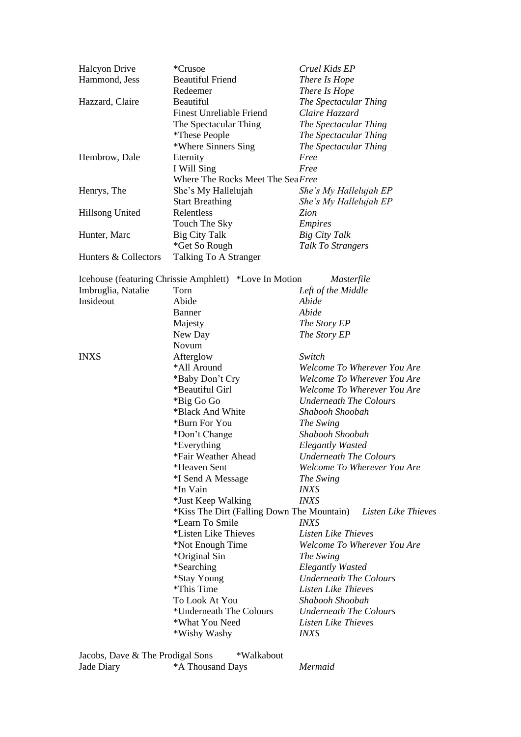| Artist | Song | Album |
|---|---|---|
| Halcyon Drive | *Crusoe | *Cruel Kids EP* |
| Hammond, Jess | Beautiful Friend | *There Is Hope* |
| | Redeemer | *There Is Hope* |
| Hazzard, Claire | Beautiful | *The Spectacular Thing* |
| | Finest Unreliable Friend | *Claire Hazzard* |
| | The Spectacular Thing | *The Spectacular Thing* |
| | *These People | *The Spectacular Thing* |
| | *Where Sinners Sing | *The Spectacular Thing* |
| Hembrow, Dale | Eternity | *Free* |
| | I Will Sing | *Free* |
| | Where The Rocks Meet The Sea | *Free* |
| Henrys, The | She's My Hallelujah | *She's My Hallelujah EP* |
| | Start Breathing | *She's My Hallelujah EP* |
| Hillsong United | Relentless | *Zion* |
| | Touch The Sky | *Empires* |
| Hunter, Marc | Big City Talk | *Big City Talk* |
| | *Get So Rough | *Talk To Strangers* |
| Hunters & Collectors | Talking To A Stranger | |
| Icehouse (featuring Chrissie Amphlett) | *Love In Motion | *Masterfile* |
| Imbruglia, Natalie | Torn | *Left of the Middle* |
| Insideout | Abide | *Abide* |
| | Banner | *Abide* |
| | Majesty | *The Story EP* |
| | New Day | *The Story EP* |
| | Novum | |
| INXS | Afterglow | *Switch* |
| | *All Around | *Welcome To Wherever You Are* |
| | *Baby Don't Cry | *Welcome To Wherever You Are* |
| | *Beautiful Girl | *Welcome To Wherever You Are* |
| | *Big Go Go | *Underneath The Colours* |
| | *Black And White | *Shabooh Shoobah* |
| | *Burn For You | *The Swing* |
| | *Don't Change | *Shabooh Shoobah* |
| | *Everything | *Elegantly Wasted* |
| | *Fair Weather Ahead | *Underneath The Colours* |
| | *Heaven Sent | *Welcome To Wherever You Are* |
| | *I Send A Message | *The Swing* |
| | *In Vain | *INXS* |
| | *Just Keep Walking | *INXS* |
| | *Kiss The Dirt (Falling Down The Mountain) | *Listen Like Thieves* |
| | *Learn To Smile | *INXS* |
| | *Listen Like Thieves | *Listen Like Thieves* |
| | *Not Enough Time | *Welcome To Wherever You Are* |
| | *Original Sin | *The Swing* |
| | *Searching | *Elegantly Wasted* |
| | *Stay Young | *Underneath The Colours* |
| | *This Time | *Listen Like Thieves* |
| | To Look At You | *Shabooh Shoobah* |
| | *Underneath The Colours | *Underneath The Colours* |
| | *What You Need | *Listen Like Thieves* |
| | *Wishy Washy | *INXS* |
| Jacobs, Dave & The Prodigal Sons | *Walkabout | |
| Jade Diary | *A Thousand Days | *Mermaid* |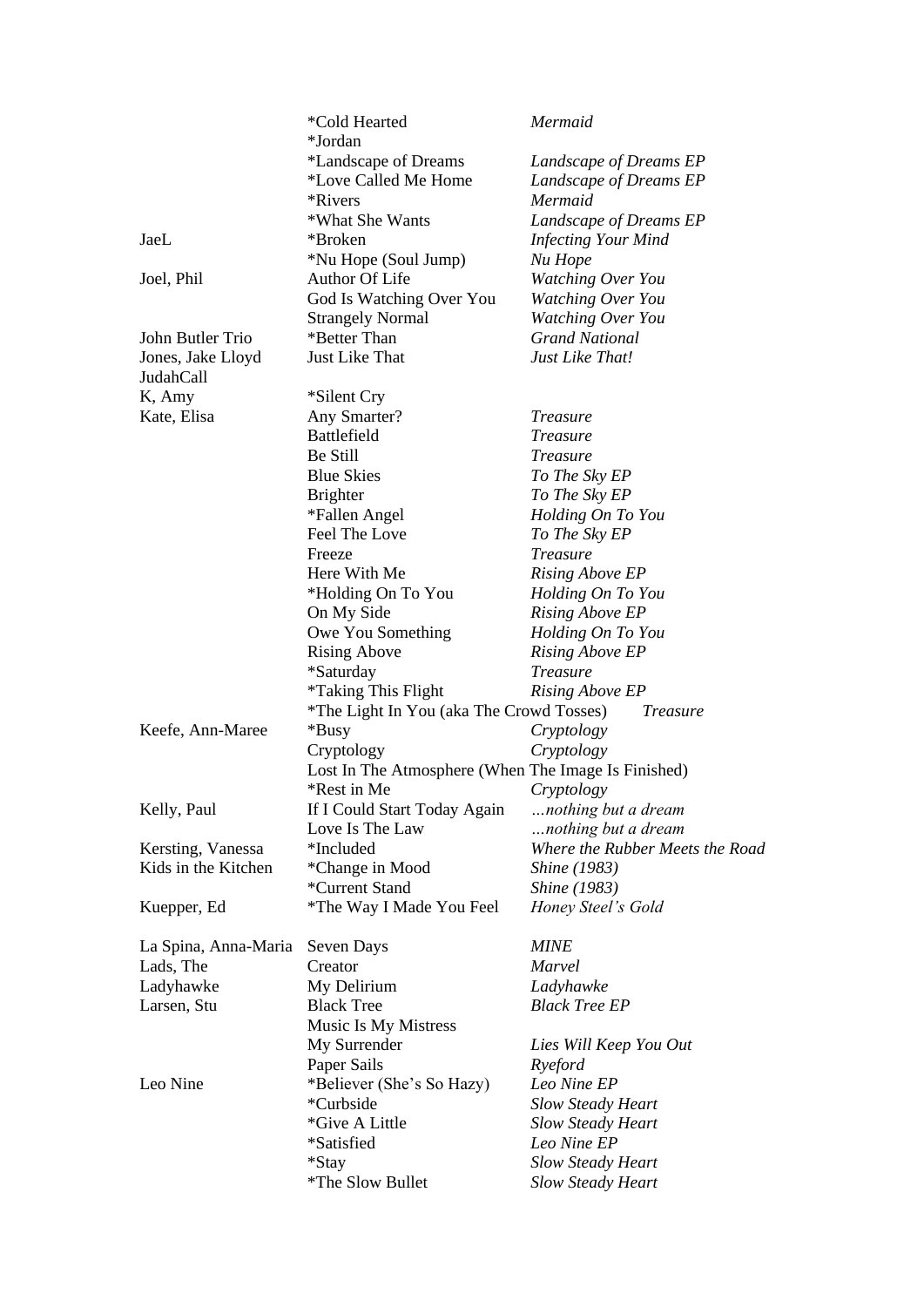| | | |
|---|---|---|
| | *Cold Hearted | *Mermaid* |
| | *Jordan | |
| | *Landscape of Dreams | *Landscape of Dreams EP* |
| | *Love Called Me Home | *Landscape of Dreams EP* |
| | *Rivers | *Mermaid* |
| | *What She Wants | *Landscape of Dreams EP* |
| JaeL | *Broken | *Infecting Your Mind* |
| | *Nu Hope (Soul Jump) | *Nu Hope* |
| Joel, Phil | Author Of Life | *Watching Over You* |
| | God Is Watching Over You | *Watching Over You* |
| | Strangely Normal | *Watching Over You* |
| John Butler Trio | *Better Than | *Grand National* |
| Jones, Jake Lloyd | Just Like That | *Just Like That!* |
| JudahCall | | |
| K, Amy | *Silent Cry | |
| Kate, Elisa | Any Smarter? | *Treasure* |
| | Battlefield | *Treasure* |
| | Be Still | *Treasure* |
| | Blue Skies | *To The Sky EP* |
| | Brighter | *To The Sky EP* |
| | *Fallen Angel | *Holding On To You* |
| | Feel The Love | *To The Sky EP* |
| | Freeze | *Treasure* |
| | Here With Me | *Rising Above EP* |
| | *Holding On To You | *Holding On To You* |
| | On My Side | *Rising Above EP* |
| | Owe You Something | *Holding On To You* |
| | Rising Above | *Rising Above EP* |
| | *Saturday | *Treasure* |
| | *Taking This Flight | *Rising Above EP* |
| | *The Light In You (aka The Crowd Tosses) | *Treasure* |
| Keefe, Ann-Maree | *Busy | *Cryptology* |
| | Cryptology | *Cryptology* |
| | Lost In The Atmosphere (When The Image Is Finished) | |
| | *Rest in Me | *Cryptology* |
| Kelly, Paul | If I Could Start Today Again | *…nothing but a dream* |
| | Love Is The Law | *…nothing but a dream* |
| Kersting, Vanessa | *Included | *Where the Rubber Meets the Road* |
| Kids in the Kitchen | *Change in Mood | *Shine (1983)* |
| | *Current Stand | *Shine (1983)* |
| Kuepper, Ed | *The Way I Made You Feel | *Honey Steel's Gold* |
| La Spina, Anna-Maria | Seven Days | *MINE* |
| Lads, The | Creator | *Marvel* |
| Ladyhawke | My Delirium | *Ladyhawke* |
| Larsen, Stu | Black Tree | *Black Tree EP* |
| | Music Is My Mistress | |
| | My Surrender | *Lies Will Keep You Out* |
| | Paper Sails | *Ryeford* |
| Leo Nine | *Believer (She's So Hazy) | *Leo Nine EP* |
| | *Curbside | *Slow Steady Heart* |
| | *Give A Little | *Slow Steady Heart* |
| | *Satisfied | *Leo Nine EP* |
| | *Stay | *Slow Steady Heart* |
| | *The Slow Bullet | *Slow Steady Heart* |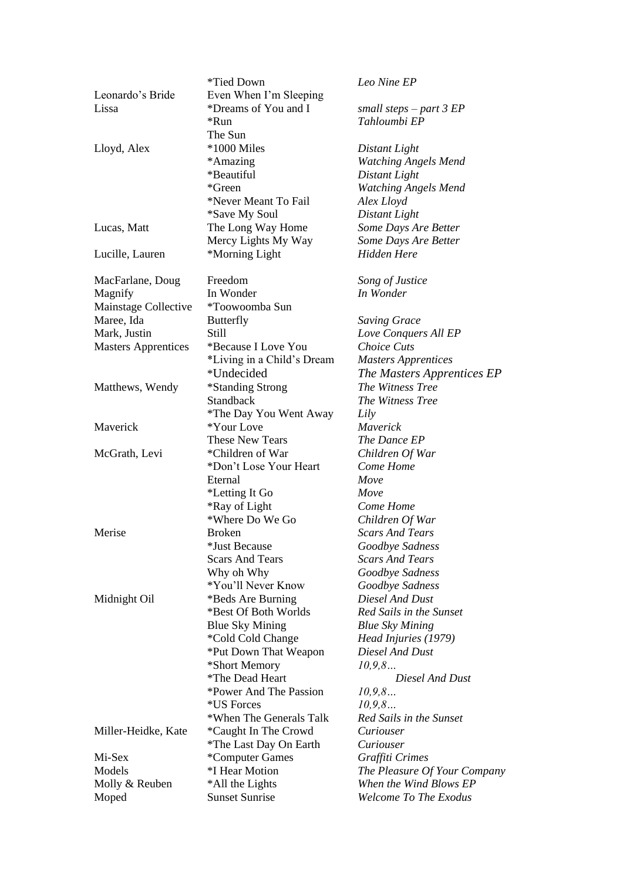| | | |
|---|---|---|
| | *Tied Down | *Leo Nine EP* |
| Leonardo's Bride | Even When I'm Sleeping | |
| Lissa | *Dreams of You and I | *small steps – part 3 EP* |
| | *Run | *Tahloumbi EP* |
| | The Sun | |
| Lloyd, Alex | *1000 Miles | *Distant Light* |
| | *Amazing | *Watching Angels Mend* |
| | *Beautiful | *Distant Light* |
| | *Green | *Watching Angels Mend* |
| | *Never Meant To Fail | *Alex Lloyd* |
| | *Save My Soul | *Distant Light* |
| Lucas, Matt | The Long Way Home | *Some Days Are Better* |
| | Mercy Lights My Way | *Some Days Are Better* |
| Lucille, Lauren | *Morning Light | *Hidden Here* |
| | | |
| MacFarlane, Doug | Freedom | *Song of Justice* |
| Magnify | In Wonder | *In Wonder* |
| Mainstage Collective | *Toowoomba Sun | |
| Maree, Ida | Butterfly | *Saving Grace* |
| Mark, Justin | Still | *Love Conquers All EP* |
| Masters Apprentices | *Because I Love You | *Choice Cuts* |
| | *Living in a Child's Dream | *Masters Apprentices* |
| | *Undecided | *The Masters Apprentices EP* |
| Matthews, Wendy | *Standing Strong | *The Witness Tree* |
| | Standback | *The Witness Tree* |
| | *The Day You Went Away | *Lily* |
| Maverick | *Your Love | *Maverick* |
| | These New Tears | *The Dance EP* |
| McGrath, Levi | *Children of War | *Children Of War* |
| | *Don't Lose Your Heart | *Come Home* |
| | Eternal | *Move* |
| | *Letting It Go | *Move* |
| | *Ray of Light | *Come Home* |
| | *Where Do We Go | *Children Of War* |
| Merise | Broken | *Scars And Tears* |
| | *Just Because | *Goodbye Sadness* |
| | Scars And Tears | *Scars And Tears* |
| | Why oh Why | *Goodbye Sadness* |
| | *You'll Never Know | *Goodbye Sadness* |
| Midnight Oil | *Beds Are Burning | *Diesel And Dust* |
| | *Best Of Both Worlds | *Red Sails in the Sunset* |
| | Blue Sky Mining | *Blue Sky Mining* |
| | *Cold Cold Change | *Head Injuries (1979)* |
| | *Put Down That Weapon | *Diesel And Dust* |
| | *Short Memory | *10,9,8…* |
| | *The Dead Heart | *Diesel And Dust* |
| | *Power And The Passion | *10,9,8…* |
| | *US Forces | *10,9,8…* |
| | *When The Generals Talk | *Red Sails in the Sunset* |
| Miller-Heidke, Kate | *Caught In The Crowd | *Curiouser* |
| | *The Last Day On Earth | *Curiouser* |
| Mi-Sex | *Computer Games | *Graffiti Crimes* |
| Models | *I Hear Motion | *The Pleasure Of Your Company* |
| Molly & Reuben | *All the Lights | *When the Wind Blows EP* |
| Moped | Sunset Sunrise | *Welcome To The Exodus* |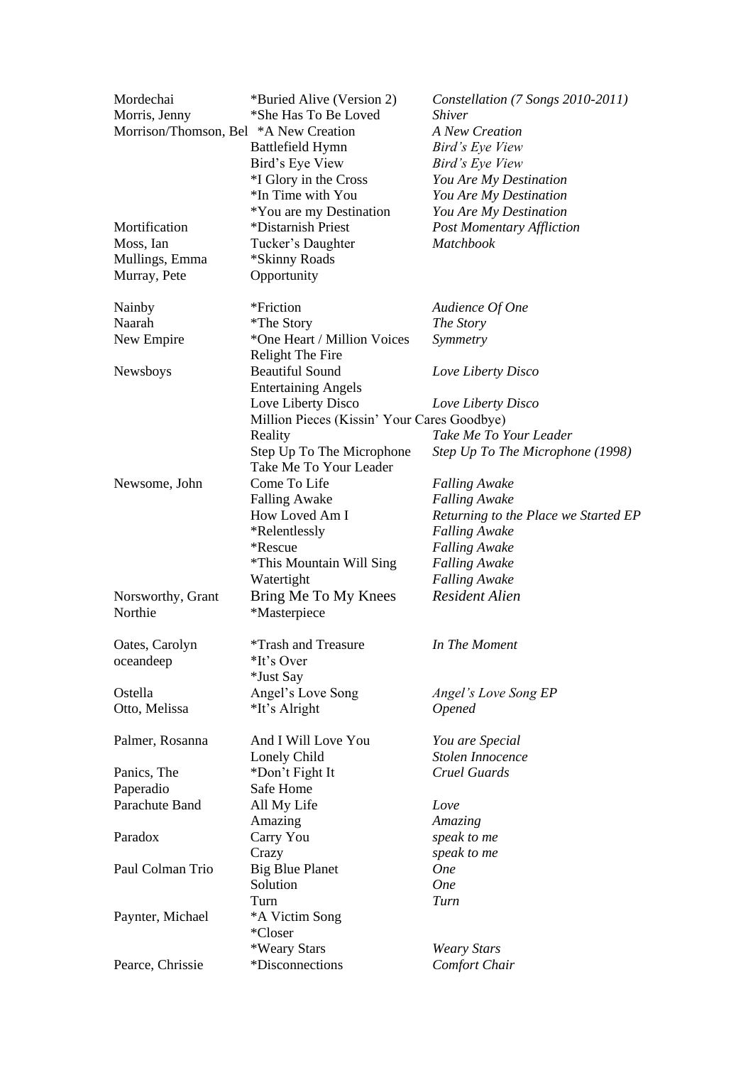| | | |
|---|---|---|
| Mordechai | *Buried Alive (Version 2) | *Constellation (7 Songs 2010-2011)* |
| Morris, Jenny | *She Has To Be Loved | *Shiver* |
| Morrison/Thomson, Bel | *A New Creation | *A New Creation* |
| | Battlefield Hymn | *Bird's Eye View* |
| | Bird's Eye View | *Bird's Eye View* |
| | *I Glory in the Cross | *You Are My Destination* |
| | *In Time with You | *You Are My Destination* |
| | *You are my Destination | *You Are My Destination* |
| Mortification | *Distarnish Priest | *Post Momentary Affliction* |
| Moss, Ian | Tucker's Daughter | *Matchbook* |
| Mullings, Emma | *Skinny Roads | |
| Murray, Pete | Opportunity | |
| | | |
| Nainby | *Friction | *Audience Of One* |
| Naarah | *The Story | *The Story* |
| New Empire | *One Heart / Million Voices | *Symmetry* |
| | Relight The Fire | |
| Newsboys | Beautiful Sound | *Love Liberty Disco* |
| | Entertaining Angels | |
| | Love Liberty Disco | *Love Liberty Disco* |
| | Million Pieces (Kissin' Your Cares Goodbye) | |
| | Reality | *Take Me To Your Leader* |
| | Step Up To The Microphone | *Step Up To The Microphone (1998)* |
| | Take Me To Your Leader | |
| Newsome, John | Come To Life | *Falling Awake* |
| | Falling Awake | *Falling Awake* |
| | How Loved Am I | *Returning to the Place we Started EP* |
| | *Relentlessly | *Falling Awake* |
| | *Rescue | *Falling Awake* |
| | *This Mountain Will Sing | *Falling Awake* |
| | Watertight | *Falling Awake* |
| Norsworthy, Grant | Bring Me To My Knees | *Resident Alien* |
| Northie | *Masterpiece | |
| | | |
| Oates, Carolyn | *Trash and Treasure | *In The Moment* |
| oceandeep | *It's Over | |
| | *Just Say | |
| Ostella | Angel's Love Song | *Angel's Love Song EP* |
| Otto, Melissa | *It's Alright | *Opened* |
| | | |
| Palmer, Rosanna | And I Will Love You | *You are Special* |
| | Lonely Child | *Stolen Innocence* |
| Panics, The | *Don't Fight It | *Cruel Guards* |
| Paperadio | Safe Home | |
| Parachute Band | All My Life | *Love* |
| | Amazing | *Amazing* |
| Paradox | Carry You | *speak to me* |
| | Crazy | *speak to me* |
| Paul Colman Trio | Big Blue Planet | *One* |
| | Solution | *One* |
| | Turn | *Turn* |
| Paynter, Michael | *A Victim Song | |
| | *Closer | |
| | *Weary Stars | *Weary Stars* |
| Pearce, Chrissie | *Disconnections | *Comfort Chair* |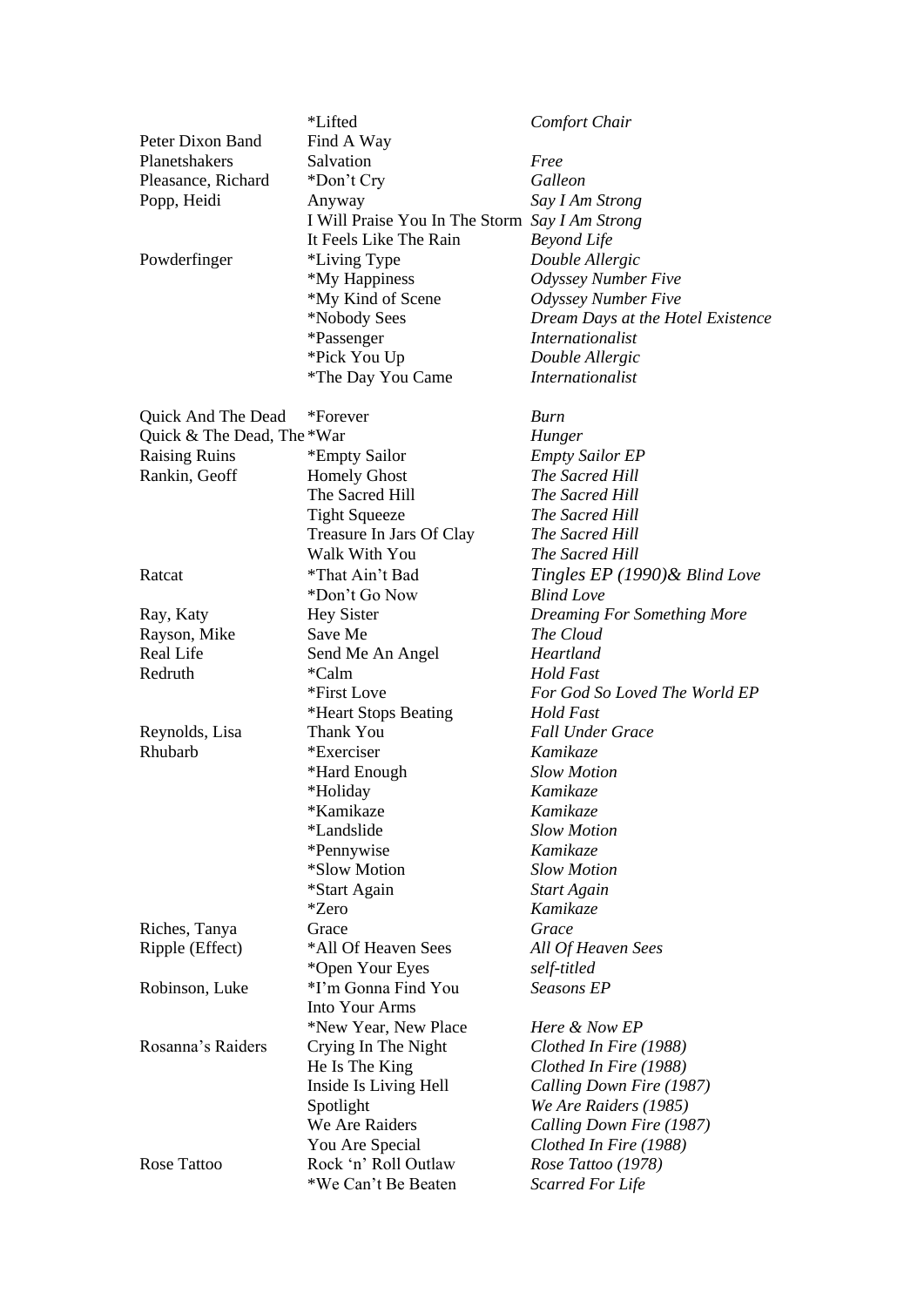| | | |
|---|---|---|
| | *Lifted | *Comfort Chair* |
| Peter Dixon Band | Find A Way | |
| Planetshakers | Salvation | *Free* |
| Pleasance, Richard | *Don't Cry | *Galleon* |
| Popp, Heidi | Anyway | *Say I Am Strong* |
| | I Will Praise You In The Storm | *Say I Am Strong* |
| | It Feels Like The Rain | *Beyond Life* |
| Powderfinger | *Living Type | *Double Allergic* |
| | *My Happiness | *Odyssey Number Five* |
| | *My Kind of Scene | *Odyssey Number Five* |
| | *Nobody Sees | *Dream Days at the Hotel Existence* |
| | *Passenger | *Internationalist* |
| | *Pick You Up | *Double Allergic* |
| | *The Day You Came | *Internationalist* |
| | | |
| Quick And The Dead | *Forever | *Burn* |
| Quick & The Dead, The | *War | *Hunger* |
| Raising Ruins | *Empty Sailor | *Empty Sailor EP* |
| Rankin, Geoff | Homely Ghost | *The Sacred Hill* |
| | The Sacred Hill | *The Sacred Hill* |
| | Tight Squeeze | *The Sacred Hill* |
| | Treasure In Jars Of Clay | *The Sacred Hill* |
| | Walk With You | *The Sacred Hill* |
| Ratcat | *That Ain't Bad | *Tingles EP (1990)& Blind Love* |
| | *Don't Go Now | *Blind Love* |
| Ray, Katy | Hey Sister | *Dreaming For Something More* |
| Rayson, Mike | Save Me | *The Cloud* |
| Real Life | Send Me An Angel | *Heartland* |
| Redruth | *Calm | *Hold Fast* |
| | *First Love | *For God So Loved The World EP* |
| | *Heart Stops Beating | *Hold Fast* |
| Reynolds, Lisa | Thank You | *Fall Under Grace* |
| Rhubarb | *Exerciser | *Kamikaze* |
| | *Hard Enough | *Slow Motion* |
| | *Holiday | *Kamikaze* |
| | *Kamikaze | *Kamikaze* |
| | *Landslide | *Slow Motion* |
| | *Pennywise | *Kamikaze* |
| | *Slow Motion | *Slow Motion* |
| | *Start Again | *Start Again* |
| | *Zero | *Kamikaze* |
| Riches, Tanya | Grace | *Grace* |
| Ripple (Effect) | *All Of Heaven Sees | *All Of Heaven Sees* |
| | *Open Your Eyes | *self-titled* |
| Robinson, Luke | *I'm Gonna Find You Into Your Arms | *Seasons EP* |
| | *New Year, New Place | *Here & Now EP* |
| Rosanna's Raiders | Crying In The Night | *Clothed In Fire (1988)* |
| | He Is The King | *Clothed In Fire (1988)* |
| | Inside Is Living Hell | *Calling Down Fire (1987)* |
| | Spotlight | *We Are Raiders (1985)* |
| | We Are Raiders | *Calling Down Fire (1987)* |
| | You Are Special | *Clothed In Fire (1988)* |
| Rose Tattoo | Rock 'n' Roll Outlaw | *Rose Tattoo (1978)* |
| | *We Can't Be Beaten | *Scarred For Life* |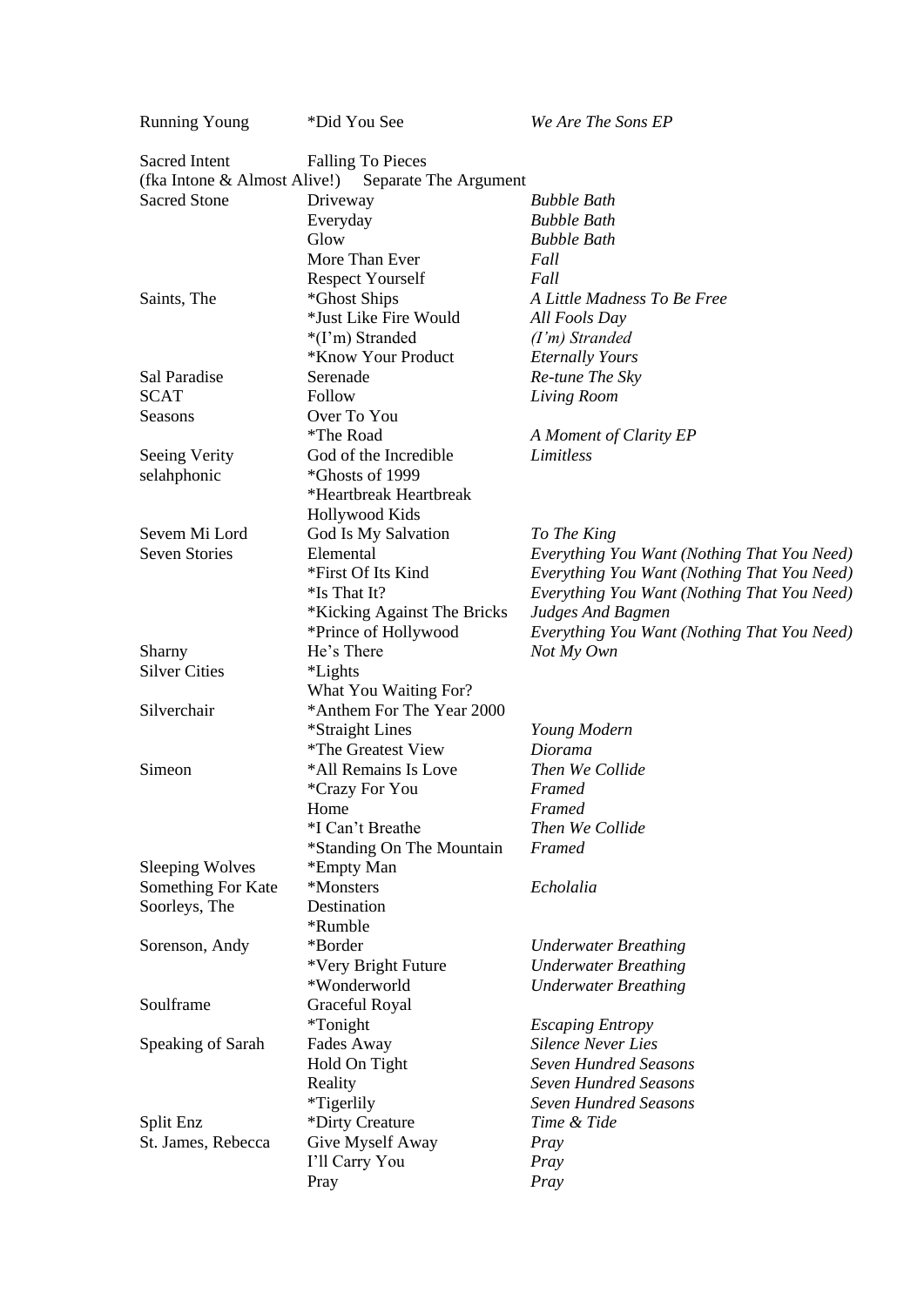| | | |
|---|---|---|
| Running Young | *Did You See | *We Are The Sons EP* |
| Sacred Intent | Falling To Pieces | |
| (fka Intone & Almost Alive!) | Separate The Argument | |
| Sacred Stone | Driveway | *Bubble Bath* |
| | Everyday | *Bubble Bath* |
| | Glow | *Bubble Bath* |
| | More Than Ever | *Fall* |
| | Respect Yourself | *Fall* |
| Saints, The | *Ghost Ships | *A Little Madness To Be Free* |
| | *Just Like Fire Would | *All Fools Day* |
| | *(I'm) Stranded | *(I'm) Stranded* |
| | *Know Your Product | *Eternally Yours* |
| Sal Paradise | Serenade | *Re-tune The Sky* |
| SCAT | Follow | *Living Room* |
| Seasons | Over To You | |
| | *The Road | *A Moment of Clarity EP* |
| Seeing Verity | God of the Incredible | *Limitless* |
| selahphonic | *Ghosts of 1999 | |
| | *Heartbreak Heartbreak | |
| | Hollywood Kids | |
| Sevem Mi Lord | God Is My Salvation | *To The King* |
| Seven Stories | Elemental | *Everything You Want (Nothing That You Need)* |
| | *First Of Its Kind | *Everything You Want (Nothing That You Need)* |
| | *Is That It? | *Everything You Want (Nothing That You Need)* |
| | *Kicking Against The Bricks | *Judges And Bagmen* |
| | *Prince of Hollywood | *Everything You Want (Nothing That You Need)* |
| Sharny | He's There | *Not My Own* |
| Silver Cities | *Lights | |
| | What You Waiting For? | |
| Silverchair | *Anthem For The Year 2000 | |
| | *Straight Lines | *Young Modern* |
| | *The Greatest View | *Diorama* |
| Simeon | *All Remains Is Love | *Then We Collide* |
| | *Crazy For You | *Framed* |
| | Home | *Framed* |
| | *I Can't Breathe | *Then We Collide* |
| | *Standing On The Mountain | *Framed* |
| Sleeping Wolves | *Empty Man | |
| Something For Kate | *Monsters | *Echolalia* |
| Soorleys, The | Destination | |
| | *Rumble | |
| Sorenson, Andy | *Border | *Underwater Breathing* |
| | *Very Bright Future | *Underwater Breathing* |
| | *Wonderworld | *Underwater Breathing* |
| Soulframe | Graceful Royal | |
| | *Tonight | *Escaping Entropy* |
| Speaking of Sarah | Fades Away | *Silence Never Lies* |
| | Hold On Tight | *Seven Hundred Seasons* |
| | Reality | *Seven Hundred Seasons* |
| | *Tigerlily | *Seven Hundred Seasons* |
| Split Enz | *Dirty Creature | *Time & Tide* |
| St. James, Rebecca | Give Myself Away | *Pray* |
| | I'll Carry You | *Pray* |
| | Pray | *Pray* |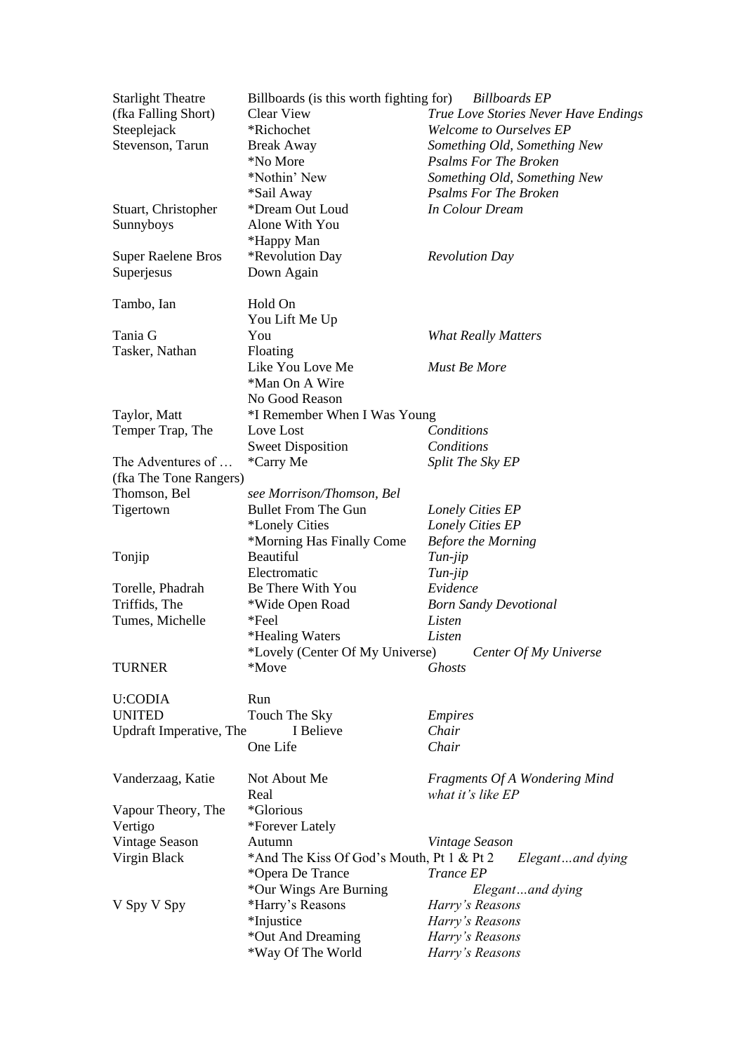| Artist | Song | Album |
|---|---|---|
| Starlight Theatre | Billboards (is this worth fighting for) | *Billboards EP* |
| (fka Falling Short) | Clear View | *True Love Stories Never Have Endings* |
| Steeplejack | *Richochet | *Welcome to Ourselves EP* |
| Stevenson, Tarun | Break Away | *Something Old, Something New* |
| | *No More | *Psalms For The Broken* |
| | *Nothin' New | *Something Old, Something New* |
| | *Sail Away | *Psalms For The Broken* |
| Stuart, Christopher | *Dream Out Loud | *In Colour Dream* |
| Sunnyboys | Alone With You | |
| | *Happy Man | |
| Super Raelene Bros | *Revolution Day | *Revolution Day* |
| Superjesus | Down Again | |
| Tambo, Ian | Hold On | |
| | You Lift Me Up | |
| Tania G | You | *What Really Matters* |
| Tasker, Nathan | Floating | |
| | Like You Love Me | *Must Be More* |
| | *Man On A Wire | |
| | No Good Reason | |
| Taylor, Matt | *I Remember When I Was Young | |
| Temper Trap, The | Love Lost | *Conditions* |
| | Sweet Disposition | *Conditions* |
| The Adventures of … (fka The Tone Rangers) | *Carry Me | *Split The Sky EP* |
| Thomson, Bel | *see Morrison/Thomson, Bel* | |
| Tigertown | Bullet From The Gun | *Lonely Cities EP* |
| | *Lonely Cities | *Lonely Cities EP* |
| | *Morning Has Finally Come | *Before the Morning* |
| Tonjip | Beautiful | *Tun-jip* |
| | Electromatic | *Tun-jip* |
| Torelle, Phadrah | Be There With You | *Evidence* |
| Triffids, The | *Wide Open Road | *Born Sandy Devotional* |
| Tumes, Michelle | *Feel | *Listen* |
| | *Healing Waters | *Listen* |
| | *Lovely (Center Of My Universe) | *Center Of My Universe* |
| TURNER | *Move | *Ghosts* |
| U:CODIA | Run | |
| UNITED | Touch The Sky | *Empires* |
| Updraft Imperative, The | I Believe | *Chair* |
| | One Life | *Chair* |
| Vanderzaag, Katie | Not About Me | *Fragments Of A Wondering Mind* |
| | Real | *what it's like EP* |
| Vapour Theory, The | *Glorious | |
| Vertigo | *Forever Lately | |
| Vintage Season | Autumn | *Vintage Season* |
| Virgin Black | *And The Kiss Of God's Mouth, Pt 1 & Pt 2 | *Elegant…and dying* |
| | *Opera De Trance | *Trance EP* |
| | *Our Wings Are Burning | *Elegant…and dying* |
| V Spy V Spy | *Harry's Reasons | *Harry's Reasons* |
| | *Injustice | *Harry's Reasons* |
| | *Out And Dreaming | *Harry's Reasons* |
| | *Way Of The World | *Harry's Reasons* |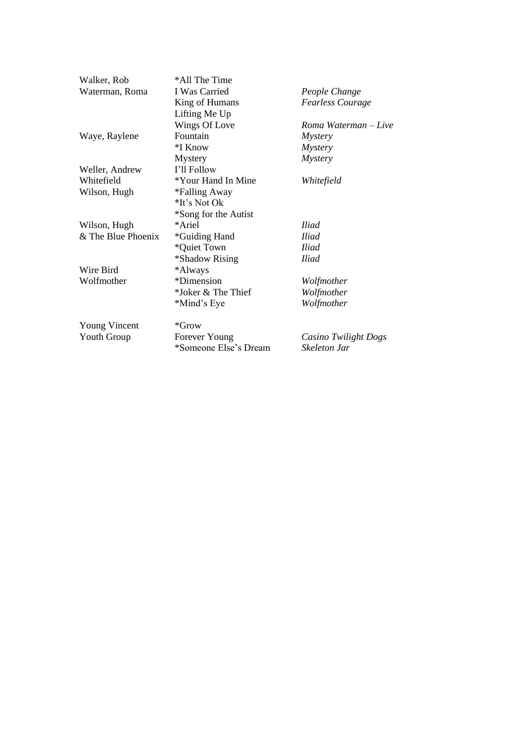| | | |
|---|---|---|
| Walker, Rob | *All The Time | |
| Waterman, Roma | I Was Carried | *People Change* |
| | King of Humans | *Fearless Courage* |
| | Lifting Me Up | |
| | Wings Of Love | *Roma Waterman – Live* |
| Waye, Raylene | Fountain | *Mystery* |
| | *I Know | *Mystery* |
| | Mystery | *Mystery* |
| Weller, Andrew | I'll Follow | |
| Whitefield | *Your Hand In Mine | *Whitefield* |
| Wilson, Hugh | *Falling Away | |
| | *It's Not Ok | |
| | *Song for the Autist | |
| Wilson, Hugh | *Ariel | *Iliad* |
| & The Blue Phoenix | *Guiding Hand | *Iliad* |
| | *Quiet Town | *Iliad* |
| | *Shadow Rising | *Iliad* |
| Wire Bird | *Always | |
| Wolfmother | *Dimension | *Wolfmother* |
| | *Joker & The Thief | *Wolfmother* |
| | *Mind's Eye | *Wolfmother* |
| Young Vincent | *Grow | |
| Youth Group | Forever Young | *Casino Twilight Dogs* |
| | *Someone Else's Dream | *Skeleton Jar* |